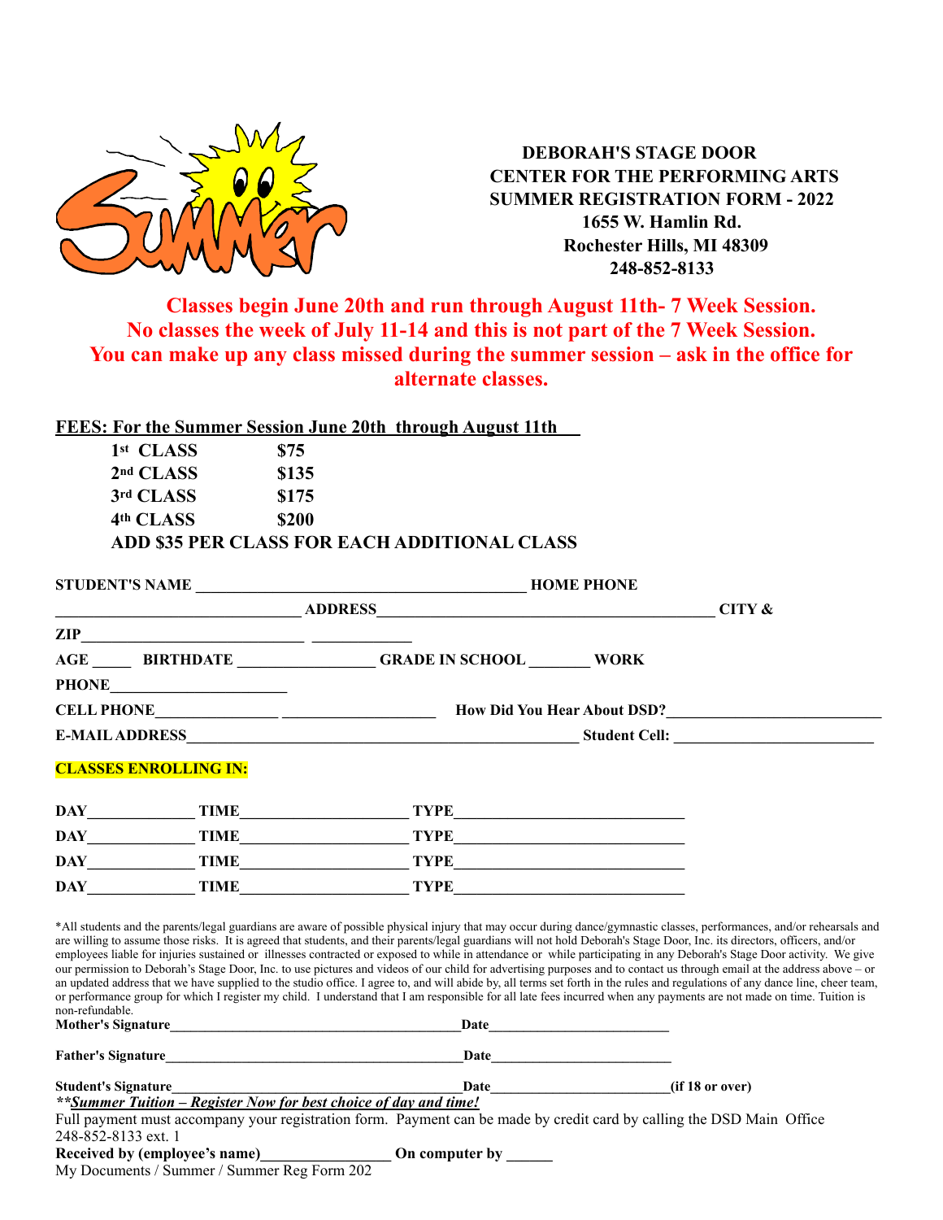**DEBORAH'S STAGE DOOR**
**CENTER FOR THE PERFORMING ARTS**
**SUMMER REGISTRATION FORM - 2022**
**1655 W. Hamlin Rd.**
**Rochester Hills, MI 48309**
**248-852-8133**

**Classes begin June 20th and run through August 11th- 7 Week Session.**
**No classes the week of July 11-14 and this is not part of the 7 Week Session.**
**You can make up any class missed during the summer session – ask in the office for alternate classes.**

**FEES: For the Summer Session June 20th through August 11th**

| | |
|---|---|
| **1st CLASS** | **$75** |
| **2nd CLASS** | **$135** |
| **3rd CLASS** | **$175** |
| **4th CLASS** | **$200** |

**ADD $35 PER CLASS FOR EACH ADDITIONAL CLASS**

**STUDENT'S NAME** ________________________________________ **HOME PHONE** ______________________________ **ADDRESS** ___________________________________________ **CITY & ZIP** ____________________________ ____________

**AGE** _____ **BIRTHDATE** _________________ **GRADE IN SCHOOL** ________ **WORK PHONE** ______________________

**CELL PHONE** _______________ ___________________ **How Did You Hear About DSD?** ___________________________

**E-MAIL ADDRESS** _________________________________________________ **Student Cell:** _________________________

**CLASSES ENROLLING IN:**

**DAY** ______________ **TIME** _____________________ **TYPE** _____________________________
**DAY** ______________ **TIME** _____________________ **TYPE** _____________________________
**DAY** ______________ **TIME** _____________________ **TYPE** _____________________________
**DAY** ______________ **TIME** _____________________ **TYPE** _____________________________

*All students and the parents/legal guardians are aware of possible physical injury that may occur during dance/gymnastic classes, performances, and/or rehearsals and are willing to assume those risks. It is agreed that students, and their parents/legal guardians will not hold Deborah's Stage Door, Inc. its directors, officers, and/or employees liable for injuries sustained or illnesses contracted or exposed to while in attendance or while participating in any Deborah's Stage Door activity. We give our permission to Deborah's Stage Door, Inc. to use pictures and videos of our child for advertising purposes and to contact us through email at the address above – or an updated address that we have supplied to the studio office. I agree to, and will abide by, all terms set forth in the rules and regulations of any dance line, cheer team, or performance group for which I register my child. I understand that I am responsible for all late fees incurred when any payments are not made on time. Tuition is non-refundable.

**Mother's Signature** __________________________________________ **Date** _________________________

**Father's Signature** __________________________________________ **Date** _________________________

**Student's Signature** _________________________________________ **Date** _________________________ **(if 18 or over)**

***\*\*Summer Tuition – Register Now for best choice of day and time!***

Full payment must accompany your registration form. Payment can be made by credit card by calling the DSD Main Office 248-852-8133 ext. 1

**Received by (employee's name)** ________________ **On computer by** ______

My Documents / Summer / Summer Reg Form 202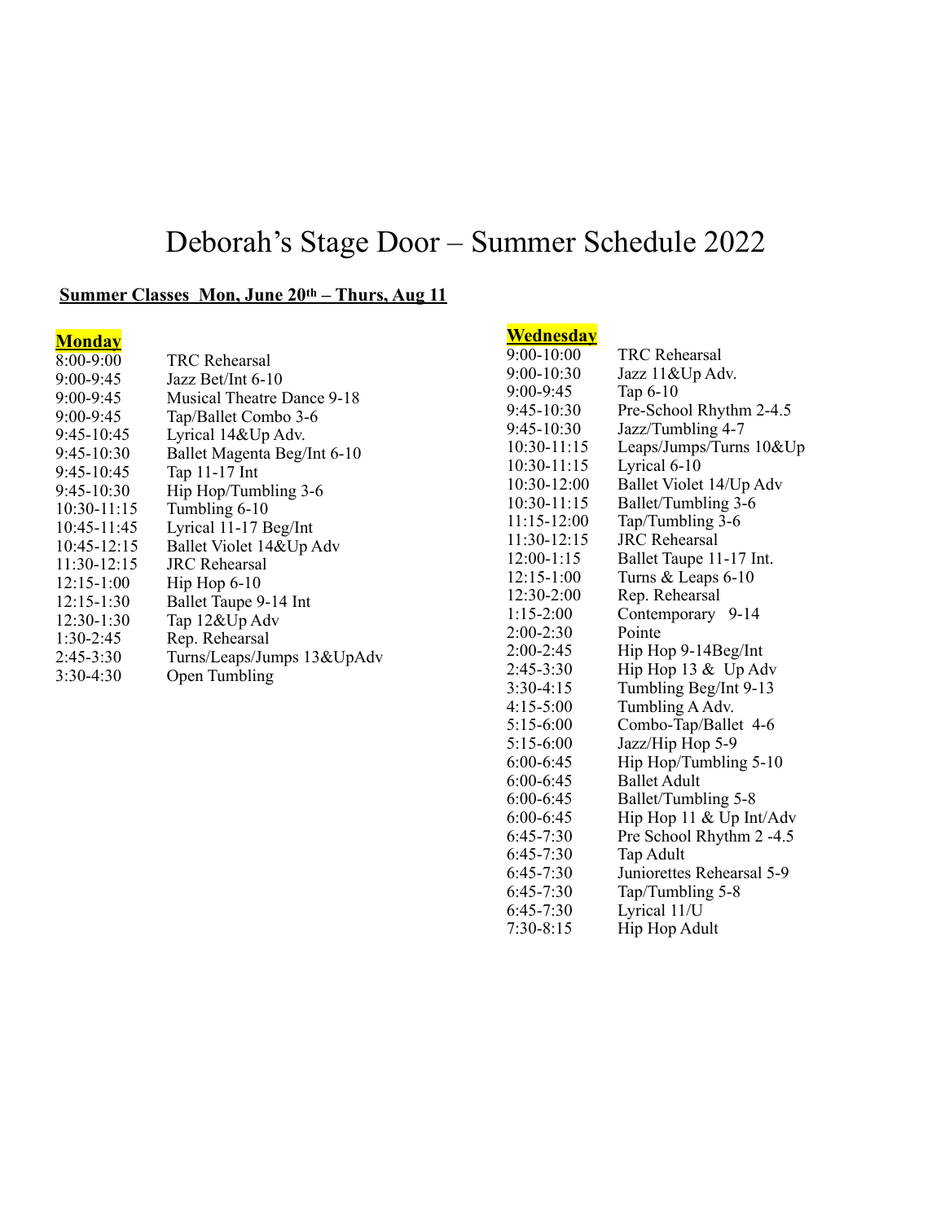# Deborah's Stage Door – Summer Schedule 2022

**Summer Classes Mon, June 20th – Thurs, Aug 11**

## **Monday**

| | |
|---|---|
| 8:00-9:00 | TRC Rehearsal |
| 9:00-9:45 | Jazz Bet/Int 6-10 |
| 9:00-9:45 | Musical Theatre Dance 9-18 |
| 9:00-9:45 | Tap/Ballet Combo 3-6 |
| 9:45-10:45 | Lyrical 14&Up Adv. |
| 9:45-10:30 | Ballet Magenta Beg/Int 6-10 |
| 9:45-10:45 | Tap 11-17 Int |
| 9:45-10:30 | Hip Hop/Tumbling 3-6 |
| 10:30-11:15 | Tumbling 6-10 |
| 10:45-11:45 | Lyrical 11-17 Beg/Int |
| 10:45-12:15 | Ballet Violet 14&Up Adv |
| 11:30-12:15 | JRC Rehearsal |
| 12:15-1:00 | Hip Hop 6-10 |
| 12:15-1:30 | Ballet Taupe 9-14 Int |
| 12:30-1:30 | Tap 12&Up Adv |
| 1:30-2:45 | Rep. Rehearsal |
| 2:45-3:30 | Turns/Leaps/Jumps 13&UpAdv |
| 3:30-4:30 | Open Tumbling |

## **Wednesday**

| | |
|---|---|
| 9:00-10:00 | TRC Rehearsal |
| 9:00-10:30 | Jazz 11&Up Adv. |
| 9:00-9:45 | Tap 6-10 |
| 9:45-10:30 | Pre-School Rhythm 2-4.5 |
| 9:45-10:30 | Jazz/Tumbling 4-7 |
| 10:30-11:15 | Leaps/Jumps/Turns 10&Up |
| 10:30-11:15 | Lyrical 6-10 |
| 10:30-12:00 | Ballet Violet 14/Up Adv |
| 10:30-11:15 | Ballet/Tumbling 3-6 |
| 11:15-12:00 | Tap/Tumbling 3-6 |
| 11:30-12:15 | JRC Rehearsal |
| 12:00-1:15 | Ballet Taupe 11-17 Int. |
| 12:15-1:00 | Turns & Leaps 6-10 |
| 12:30-2:00 | Rep. Rehearsal |
| 1:15-2:00 | Contemporary 9-14 |
| 2:00-2:30 | Pointe |
| 2:00-2:45 | Hip Hop 9-14Beg/Int |
| 2:45-3:30 | Hip Hop 13 & Up Adv |
| 3:30-4:15 | Tumbling Beg/Int 9-13 |
| 4:15-5:00 | Tumbling A Adv. |
| 5:15-6:00 | Combo-Tap/Ballet 4-6 |
| 5:15-6:00 | Jazz/Hip Hop 5-9 |
| 6:00-6:45 | Hip Hop/Tumbling 5-10 |
| 6:00-6:45 | Ballet Adult |
| 6:00-6:45 | Ballet/Tumbling 5-8 |
| 6:00-6:45 | Hip Hop 11 & Up Int/Adv |
| 6:45-7:30 | Pre School Rhythm 2 -4.5 |
| 6:45-7:30 | Tap Adult |
| 6:45-7:30 | Juniorettes Rehearsal 5-9 |
| 6:45-7:30 | Tap/Tumbling 5-8 |
| 6:45-7:30 | Lyrical 11/U |
| 7:30-8:15 | Hip Hop Adult |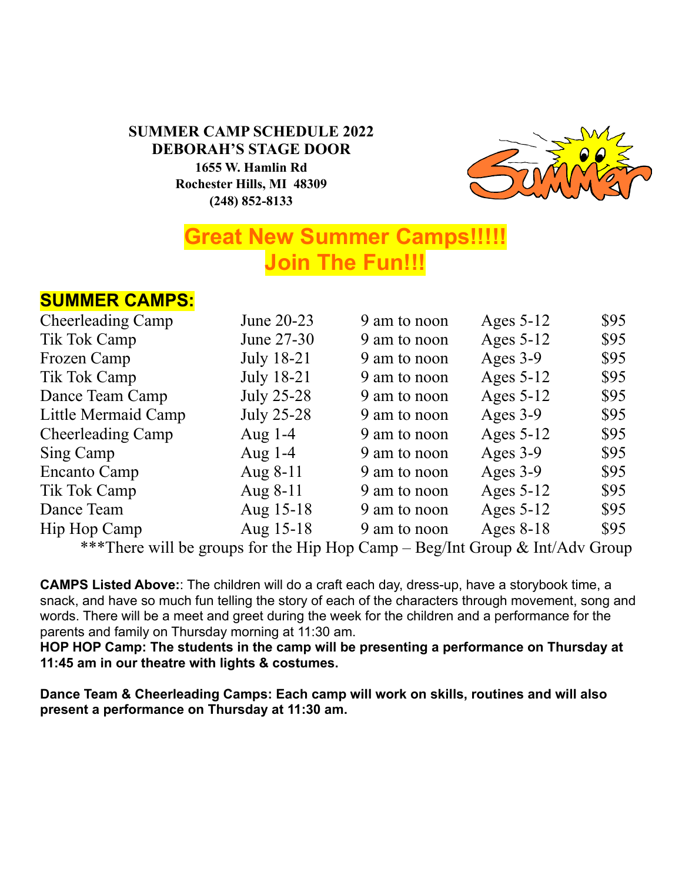**SUMMER CAMP SCHEDULE 2022**
**DEBORAH'S STAGE DOOR**
**1655 W. Hamlin Rd**
**Rochester Hills, MI 48309**
**(248) 852-8133**

# Great New Summer Camps!!!!!
# Join The Fun!!!

## SUMMER CAMPS:

| Camp | Dates | Time | Ages | Price |
|---|---|---|---|---|
| Cheerleading Camp | June 20-23 | 9 am to noon | Ages 5-12 | $95 |
| Tik Tok Camp | June 27-30 | 9 am to noon | Ages 5-12 | $95 |
| Frozen Camp | July 18-21 | 9 am to noon | Ages 3-9 | $95 |
| Tik Tok Camp | July 18-21 | 9 am to noon | Ages 5-12 | $95 |
| Dance Team Camp | July 25-28 | 9 am to noon | Ages 5-12 | $95 |
| Little Mermaid Camp | July 25-28 | 9 am to noon | Ages 3-9 | $95 |
| Cheerleading Camp | Aug 1-4 | 9 am to noon | Ages 5-12 | $95 |
| Sing Camp | Aug 1-4 | 9 am to noon | Ages 3-9 | $95 |
| Encanto Camp | Aug 8-11 | 9 am to noon | Ages 3-9 | $95 |
| Tik Tok Camp | Aug 8-11 | 9 am to noon | Ages 5-12 | $95 |
| Dance Team | Aug 15-18 | 9 am to noon | Ages 5-12 | $95 |
| Hip Hop Camp | Aug 15-18 | 9 am to noon | Ages 8-18 | $95 |

***There will be groups for the Hip Hop Camp – Beg/Int Group & Int/Adv Group

**CAMPS Listed Above:**: The children will do a craft each day, dress-up, have a storybook time, a snack, and have so much fun telling the story of each of the characters through movement, song and words. There will be a meet and greet during the week for the children and a performance for the parents and family on Thursday morning at 11:30 am.

**HOP HOP Camp: The students in the camp will be presenting a performance on Thursday at 11:45 am in our theatre with lights & costumes.**

**Dance Team & Cheerleading Camps: Each camp will work on skills, routines and will also present a performance on Thursday at 11:30 am.**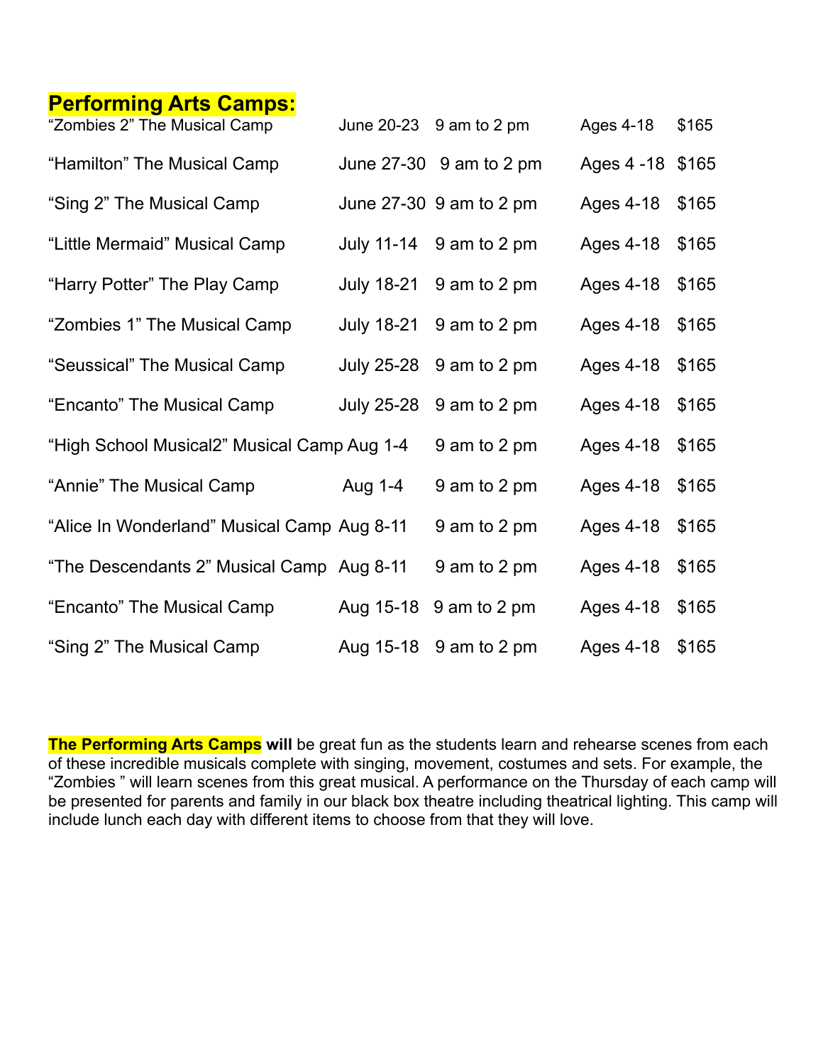## Performing Arts Camps:

| | | | | |
|---|---|---|---|---|
| "Zombies 2" The Musical Camp | June 20-23 | 9 am to 2 pm | Ages 4-18 | $165 |
| "Hamilton" The Musical Camp | June 27-30 | 9 am to 2 pm | Ages 4 -18 | $165 |
| "Sing 2" The Musical Camp | June 27-30 | 9 am to 2 pm | Ages 4-18 | $165 |
| "Little Mermaid" Musical Camp | July 11-14 | 9 am to 2 pm | Ages 4-18 | $165 |
| "Harry Potter" The Play Camp | July 18-21 | 9 am to 2 pm | Ages 4-18 | $165 |
| "Zombies 1" The Musical Camp | July 18-21 | 9 am to 2 pm | Ages 4-18 | $165 |
| "Seussical" The Musical Camp | July 25-28 | 9 am to 2 pm | Ages 4-18 | $165 |
| "Encanto" The Musical Camp | July 25-28 | 9 am to 2 pm | Ages 4-18 | $165 |
| "High School Musical2" Musical Camp | Aug 1-4 | 9 am to 2 pm | Ages 4-18 | $165 |
| "Annie" The Musical Camp | Aug 1-4 | 9 am to 2 pm | Ages 4-18 | $165 |
| "Alice In Wonderland" Musical Camp | Aug 8-11 | 9 am to 2 pm | Ages 4-18 | $165 |
| "The Descendants 2" Musical Camp | Aug 8-11 | 9 am to 2 pm | Ages 4-18 | $165 |
| "Encanto" The Musical Camp | Aug 15-18 | 9 am to 2 pm | Ages 4-18 | $165 |
| "Sing 2" The Musical Camp | Aug 15-18 | 9 am to 2 pm | Ages 4-18 | $165 |

**The Performing Arts Camps will** be great fun as the students learn and rehearse scenes from each of these incredible musicals complete with singing, movement, costumes and sets. For example, the "Zombies " will learn scenes from this great musical. A performance on the Thursday of each camp will be presented for parents and family in our black box theatre including theatrical lighting. This camp will include lunch each day with different items to choose from that they will love.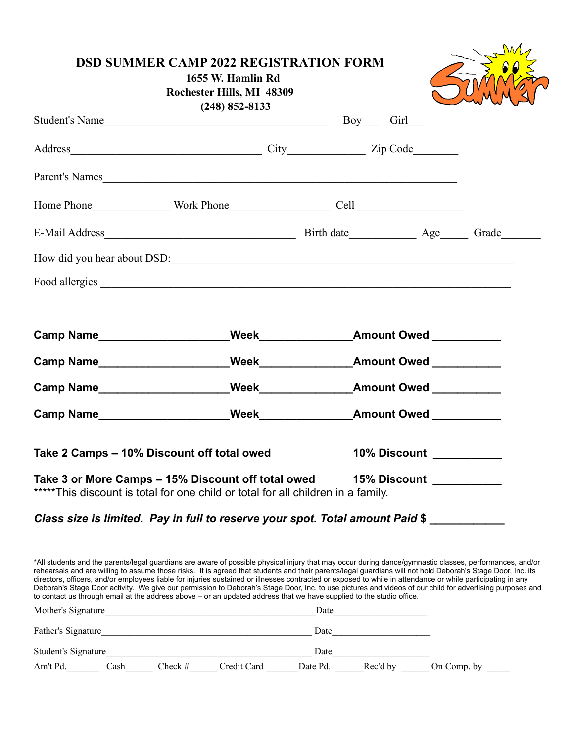# DSD SUMMER CAMP 2022 REGISTRATION FORM

**1655 W. Hamlin Rd**
**Rochester Hills, MI 48309**
**(248) 852-8133**

Student's Name________________________________________ Boy___ Girl___

Address__________________________________ City______________ Zip Code________

Parent's Names______________________________________________________________

Home Phone______________ Work Phone_________________ Cell ___________________

E-Mail Address__________________________________ Birth date____________ Age_____ Grade_______

How did you hear about DSD:______________________________________________________________

Food allergies ______________________________________________________________________

**Camp Name____________________Week______________Amount Owed ___________**

**Camp Name____________________Week______________Amount Owed ___________**

**Camp Name____________________Week______________Amount Owed ___________**

**Camp Name____________________Week______________Amount Owed ___________**

**Take 2 Camps – 10% Discount off total owed** **10% Discount ___________**

**Take 3 or More Camps – 15% Discount off total owed** **15% Discount ___________**

*****This discount is total for one child or total for all children in a family.

***Class size is limited. Pay in full to reserve your spot. Total amount Paid $ ____________***

*All students and the parents/legal guardians are aware of possible physical injury that may occur during dance/gymnastic classes, performances, and/or rehearsals and are willing to assume those risks. It is agreed that students and their parents/legal guardians will not hold Deborah's Stage Door, Inc. its directors, officers, and/or employees liable for injuries sustained or illnesses contracted or exposed to while in attendance or while participating in any Deborah's Stage Door activity. We give our permission to Deborah's Stage Door, Inc. to use pictures and videos of our child for advertising purposes and to contact us through email at the address above – or an updated address that we have supplied to the studio office.

Mother's Signature_____________________________________________ Date____________________

Father's Signature_____________________________________________ Date_____________________

Student's Signature____________________________________________ Date_____________________

Am't Pd._______ Cash______ Check #______ Credit Card _______Date Pd. ______Rec'd by ______ On Comp. by _____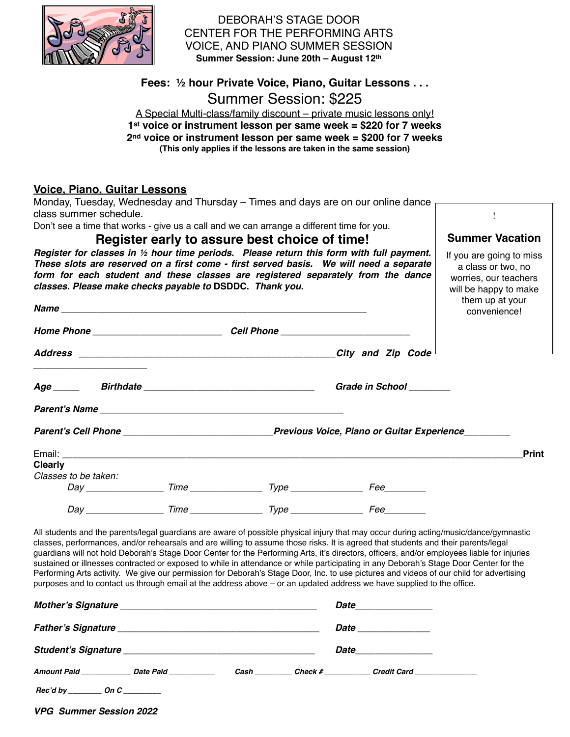DEBORAH'S STAGE DOOR
CENTER FOR THE PERFORMING ARTS
VOICE, AND PIANO SUMMER SESSION
**Summer Session: June 20th – August 12th**

**Fees: ½ hour Private Voice, Piano, Guitar Lessons . . .**

Summer Session: $225

A Special Multi-class/family discount – private music lessons only!
**1st voice or instrument lesson per same week = $220 for 7 weeks**
**2nd voice or instrument lesson per same week = $200 for 7 weeks**
**(This only applies if the lessons are taken in the same session)**

## Voice, Piano, Guitar Lessons

Monday, Tuesday, Wednesday and Thursday – Times and days are on our online dance class summer schedule.
Don't see a time that works - give us a call and we can arrange a different time for you.

### Register early to assure best choice of time!

***Register for classes in ½ hour time periods. Please return this form with full payment. These slots are reserved on a first come - first served basis. We will need a separate form for each student and these classes are registered separately from the dance classes. Please make checks payable to* DSDDC. *Thank you.***

!

**Summer Vacation**

If you are going to miss a class or two, no worries, our teachers will be happy to make them up at your convenience!

***Name*** ___________________________________________________________

***Home Phone*** ________________________ ***Cell Phone*** ________________________

***Address*** _______________________________________________***City and Zip Code*** _____________________

***Age*** _____ ***Birthdate*** _________________________________ ***Grade in School*** ________

***Parent's Name*** _____________________________________________

***Parent's Cell Phone*** ____________________________***Previous Voice, Piano or Guitar Experience***_________

Email: ______________________________________________________________________________________**Print Clearly**

*Classes to be taken:*

*Day* _______________ *Time* ______________ *Type* ______________ *Fee*________

*Day* _______________ *Time* ______________ *Type* ______________ *Fee*________

All students and the parents/legal guardians are aware of possible physical injury that may occur during acting/music/dance/gymnastic classes, performances, and/or rehearsals and are willing to assume those risks. It is agreed that students and their parents/legal guardians will not hold Deborah's Stage Door Center for the Performing Arts, it's directors, officers, and/or employees liable for injuries sustained or illnesses contracted or exposed to while in attendance or while participating in any Deborah's Stage Door Center for the Performing Arts activity. We give our permission for Deborah's Stage Door, Inc. to use pictures and videos of our child for advertising purposes and to contact us through email at the address above – or an updated address we have supplied to the office.

***Mother's Signature*** _____________________________________ ***Date***_______________

***Father's Signature*** _____________________________________ ***Date*** ______________

***Student's Signature*** ____________________________________ ***Date***_______________

***Amount Paid*** ____________ ***Date Paid*** __________ ***Cash*** ________ ***Check #*** __________ ***Credit Card*** ______________

***Rec'd by*** ________ ***On C*** _________

***VPG Summer Session 2022***